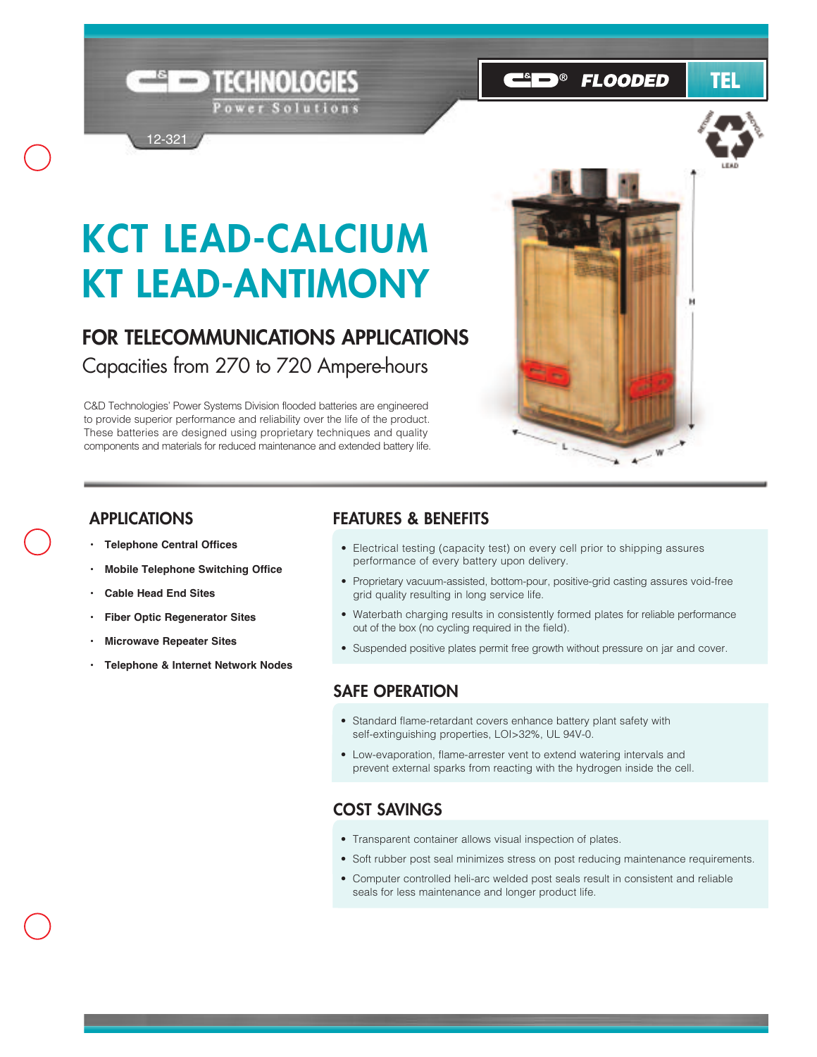C&D TECHNOLOGIES
Power Solutions

12-321

C&D® FLOODED TEL

# KCT LEAD-CALCIUM
# KT LEAD-ANTIMONY

## FOR TELECOMMUNICATIONS APPLICATIONS

Capacities from 270 to 720 Ampere-hours

C&D Technologies' Power Systems Division flooded batteries are engineered to provide superior performance and reliability over the life of the product. These batteries are designed using proprietary techniques and quality components and materials for reduced maintenance and extended battery life.

## APPLICATIONS

- **Telephone Central Offices**
- **Mobile Telephone Switching Office**
- **Cable Head End Sites**
- **Fiber Optic Regenerator Sites**
- **Microwave Repeater Sites**
- **Telephone & Internet Network Nodes**

## FEATURES & BENEFITS

- Electrical testing (capacity test) on every cell prior to shipping assures performance of every battery upon delivery.
- Proprietary vacuum-assisted, bottom-pour, positive-grid casting assures void-free grid quality resulting in long service life.
- Waterbath charging results in consistently formed plates for reliable performance out of the box (no cycling required in the field).
- Suspended positive plates permit free growth without pressure on jar and cover.

## SAFE OPERATION

- Standard flame-retardant covers enhance battery plant safety with self-extinguishing properties, LOI>32%, UL 94V-0.
- Low-evaporation, flame-arrester vent to extend watering intervals and prevent external sparks from reacting with the hydrogen inside the cell.

## COST SAVINGS

- Transparent container allows visual inspection of plates.
- Soft rubber post seal minimizes stress on post reducing maintenance requirements.
- Computer controlled heli-arc welded post seals result in consistent and reliable seals for less maintenance and longer product life.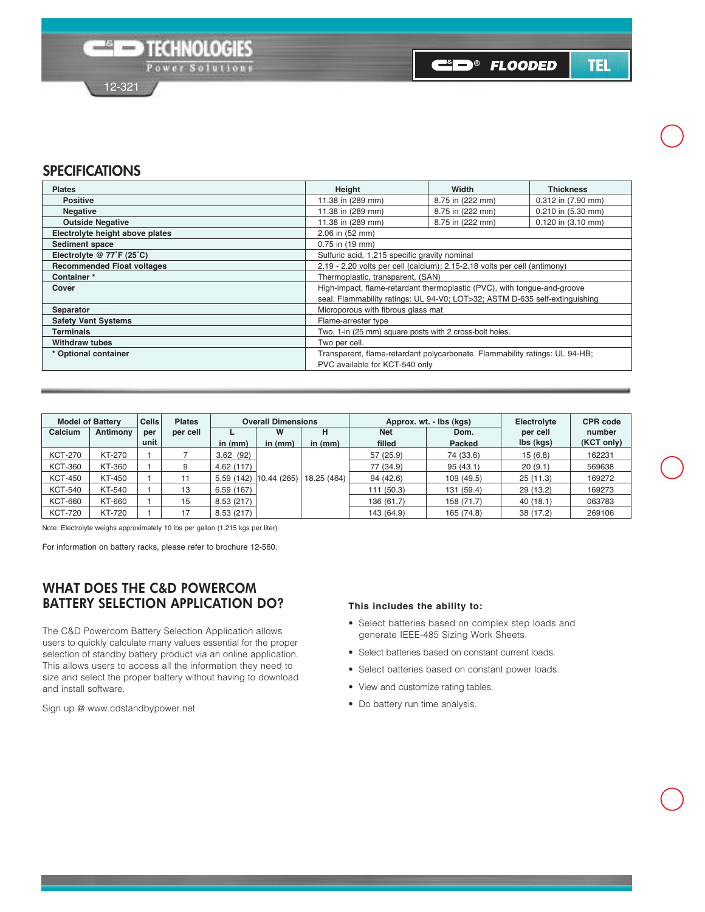## SPECIFICATIONS

| Plates | Height | Width | Thickness |
|---|---|---|---|
| Positive | 11.38 in (289 mm) | 8.75 in (222 mm) | 0.312 in (7.90 mm) |
| Negative | 11.38 in (289 mm) | 8.75 in (222 mm) | 0.210 in (5.30 mm) |
| Outside Negative | 11.38 in (289 mm) | 8.75 in (222 mm) | 0.120 in (3.10 mm) |
| Electrolyte height above plates | 2.06 in (52 mm) | | |
| Sediment space | 0.75 in (19 mm) | | |
| Electrolyte @ 77˚F (25˚C) | Sulfuric acid, 1.215 specific gravity nominal | | |
| Recommended Float voltages | 2.19 - 2.20 volts per cell (calcium); 2.15-2.18 volts per cell (antimony) | | |
| Container * | Thermoplastic, transparent, (SAN) | | |
| Cover | High-impact, flame-retardant thermoplastic (PVC), with tongue-and-groove seal. Flammability ratings: UL 94-V0; LOT>32; ASTM D-635 self-extinguishing | | |
| Separator | Microporous with fibrous glass mat | | |
| Safety Vent Systems | Flame-arrester type | | |
| Terminals | Two, 1-in (25 mm) square posts with 2 cross-bolt holes. | | |
| Withdraw tubes | Two per cell. | | |
| * Optional container | Transparent, flame-retardant polycarbonate. Flammability ratings: UL 94-HB; PVC available for KCT-540 only | | |

| Model of Battery | | Cells per unit | Plates per cell | Overall Dimensions | | | Approx. wt. - lbs (kgs) | | Electrolyte per cell lbs (kgs) | CPR code number (KCT only) |
|---|---|---|---|---|---|---|---|---|---|---|
| Calcium | Antimony | | | L in (mm) | W in (mm) | H in (mm) | Net filled | Dom. Packed | | |
| KCT-270 | KT-270 | 1 | 7 | 3.62 (92) | 10.44 (265) | 18.25 (464) | 57 (25.9) | 74 (33.6) | 15 (6.8) | 162231 |
| KCT-360 | KT-360 | 1 | 9 | 4.62 (117) | 10.44 (265) | 18.25 (464) | 77 (34.9) | 95 (43.1) | 20 (9.1) | 569638 |
| KCT-450 | KT-450 | 1 | 11 | 5.59 (142) | 10.44 (265) | 18.25 (464) | 94 (42.6) | 109 (49.5) | 25 (11.3) | 169272 |
| KCT-540 | KT-540 | 1 | 13 | 6.59 (167) | 10.44 (265) | 18.25 (464) | 111 (50.3) | 131 (59.4) | 29 (13.2) | 169273 |
| KCT-660 | KT-660 | 1 | 15 | 8.53 (217) | 10.44 (265) | 18.25 (464) | 136 (61.7) | 158 (71.7) | 40 (18.1) | 063783 |
| KCT-720 | KT-720 | 1 | 17 | 8.53 (217) | 10.44 (265) | 18.25 (464) | 143 (64.9) | 165 (74.8) | 38 (17.2) | 269106 |

Note: Electrolyte weighs approximately 10 lbs per gallon (1.215 kgs per liter).

For information on battery racks, please refer to brochure 12-560.

## WHAT DOES THE C&D POWERCOM BATTERY SELECTION APPLICATION DO?

The C&D Powercom Battery Selection Application allows users to quickly calculate many values essential for the proper selection of standby battery product via an online application. This allows users to access all the information they need to size and select the proper battery without having to download and install software.

Sign up @ www.cdstandbypower.net

**This includes the ability to:**

- Select batteries based on complex step loads and generate IEEE-485 Sizing Work Sheets.
- Select batteries based on constant current loads.
- Select batteries based on constant power loads.
- View and customize rating tables.
- Do battery run time analysis.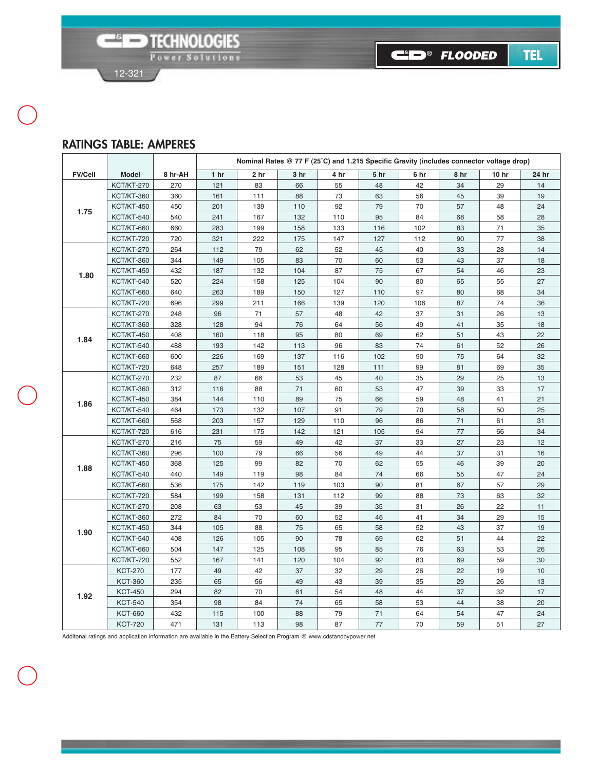## RATINGS TABLE: AMPERES

| FV/Cell | Model | 8 hr-AH | Nominal Rates @ 77˚F (25˚C) and 1.215 Specific Gravity (includes connector voltage drop) | | | | | | | | |
|---|---|---|---|---|---|---|---|---|---|---|---|
| | | | 1 hr | 2 hr | 3 hr | 4 hr | 5 hr | 6 hr | 8 hr | 10 hr | 24 hr |
| 1.75 | KCT/KT-270 | 270 | 121 | 83 | 66 | 55 | 48 | 42 | 34 | 29 | 14 |
| | KCT/KT-360 | 360 | 161 | 111 | 88 | 73 | 63 | 56 | 45 | 39 | 19 |
| | KCT/KT-450 | 450 | 201 | 139 | 110 | 92 | 79 | 70 | 57 | 48 | 24 |
| | KCT/KT-540 | 540 | 241 | 167 | 132 | 110 | 95 | 84 | 68 | 58 | 28 |
| | KCT/KT-660 | 660 | 283 | 199 | 158 | 133 | 116 | 102 | 83 | 71 | 35 |
| | KCT/KT-720 | 720 | 321 | 222 | 175 | 147 | 127 | 112 | 90 | 77 | 38 |
| 1.80 | KCT/KT-270 | 264 | 112 | 79 | 62 | 52 | 45 | 40 | 33 | 28 | 14 |
| | KCT/KT-360 | 344 | 149 | 105 | 83 | 70 | 60 | 53 | 43 | 37 | 18 |
| | KCT/KT-450 | 432 | 187 | 132 | 104 | 87 | 75 | 67 | 54 | 46 | 23 |
| | KCT/KT-540 | 520 | 224 | 158 | 125 | 104 | 90 | 80 | 65 | 55 | 27 |
| | KCT/KT-660 | 640 | 263 | 189 | 150 | 127 | 110 | 97 | 80 | 68 | 34 |
| | KCT/KT-720 | 696 | 299 | 211 | 166 | 139 | 120 | 106 | 87 | 74 | 36 |
| 1.84 | KCT/KT-270 | 248 | 96 | 71 | 57 | 48 | 42 | 37 | 31 | 26 | 13 |
| | KCT/KT-360 | 328 | 128 | 94 | 76 | 64 | 56 | 49 | 41 | 35 | 18 |
| | KCT/KT-450 | 408 | 160 | 118 | 95 | 80 | 69 | 62 | 51 | 43 | 22 |
| | KCT/KT-540 | 488 | 193 | 142 | 113 | 96 | 83 | 74 | 61 | 52 | 26 |
| | KCT/KT-660 | 600 | 226 | 169 | 137 | 116 | 102 | 90 | 75 | 64 | 32 |
| | KCT/KT-720 | 648 | 257 | 189 | 151 | 128 | 111 | 99 | 81 | 69 | 35 |
| 1.86 | KCT/KT-270 | 232 | 87 | 66 | 53 | 45 | 40 | 35 | 29 | 25 | 13 |
| | KCT/KT-360 | 312 | 116 | 88 | 71 | 60 | 53 | 47 | 39 | 33 | 17 |
| | KCT/KT-450 | 384 | 144 | 110 | 89 | 75 | 66 | 59 | 48 | 41 | 21 |
| | KCT/KT-540 | 464 | 173 | 132 | 107 | 91 | 79 | 70 | 58 | 50 | 25 |
| | KCT/KT-660 | 568 | 203 | 157 | 129 | 110 | 96 | 86 | 71 | 61 | 31 |
| | KCT/KT-720 | 616 | 231 | 175 | 142 | 121 | 105 | 94 | 77 | 66 | 34 |
| 1.88 | KCT/KT-270 | 216 | 75 | 59 | 49 | 42 | 37 | 33 | 27 | 23 | 12 |
| | KCT/KT-360 | 296 | 100 | 79 | 66 | 56 | 49 | 44 | 37 | 31 | 16 |
| | KCT/KT-450 | 368 | 125 | 99 | 82 | 70 | 62 | 55 | 46 | 39 | 20 |
| | KCT/KT-540 | 440 | 149 | 119 | 98 | 84 | 74 | 66 | 55 | 47 | 24 |
| | KCT/KT-660 | 536 | 175 | 142 | 119 | 103 | 90 | 81 | 67 | 57 | 29 |
| | KCT/KT-720 | 584 | 199 | 158 | 131 | 112 | 99 | 88 | 73 | 63 | 32 |
| 1.90 | KCT/KT-270 | 208 | 63 | 53 | 45 | 39 | 35 | 31 | 26 | 22 | 11 |
| | KCT/KT-360 | 272 | 84 | 70 | 60 | 52 | 46 | 41 | 34 | 29 | 15 |
| | KCT/KT-450 | 344 | 105 | 88 | 75 | 65 | 58 | 52 | 43 | 37 | 19 |
| | KCT/KT-540 | 408 | 126 | 105 | 90 | 78 | 69 | 62 | 51 | 44 | 22 |
| | KCT/KT-660 | 504 | 147 | 125 | 108 | 95 | 85 | 76 | 63 | 53 | 26 |
| | KCT/KT-720 | 552 | 167 | 141 | 120 | 104 | 92 | 83 | 69 | 59 | 30 |
| 1.92 | KCT-270 | 177 | 49 | 42 | 37 | 32 | 29 | 26 | 22 | 19 | 10 |
| | KCT-360 | 235 | 65 | 56 | 49 | 43 | 39 | 35 | 29 | 26 | 13 |
| | KCT-450 | 294 | 82 | 70 | 61 | 54 | 48 | 44 | 37 | 32 | 17 |
| | KCT-540 | 354 | 98 | 84 | 74 | 65 | 58 | 53 | 44 | 38 | 20 |
| | KCT-660 | 432 | 115 | 100 | 88 | 79 | 71 | 64 | 54 | 47 | 24 |
| | KCT-720 | 471 | 131 | 113 | 98 | 87 | 77 | 70 | 59 | 51 | 27 |

Additonal ratings and application information are available in the Battery Selection Program @ www.cdstandbypower.net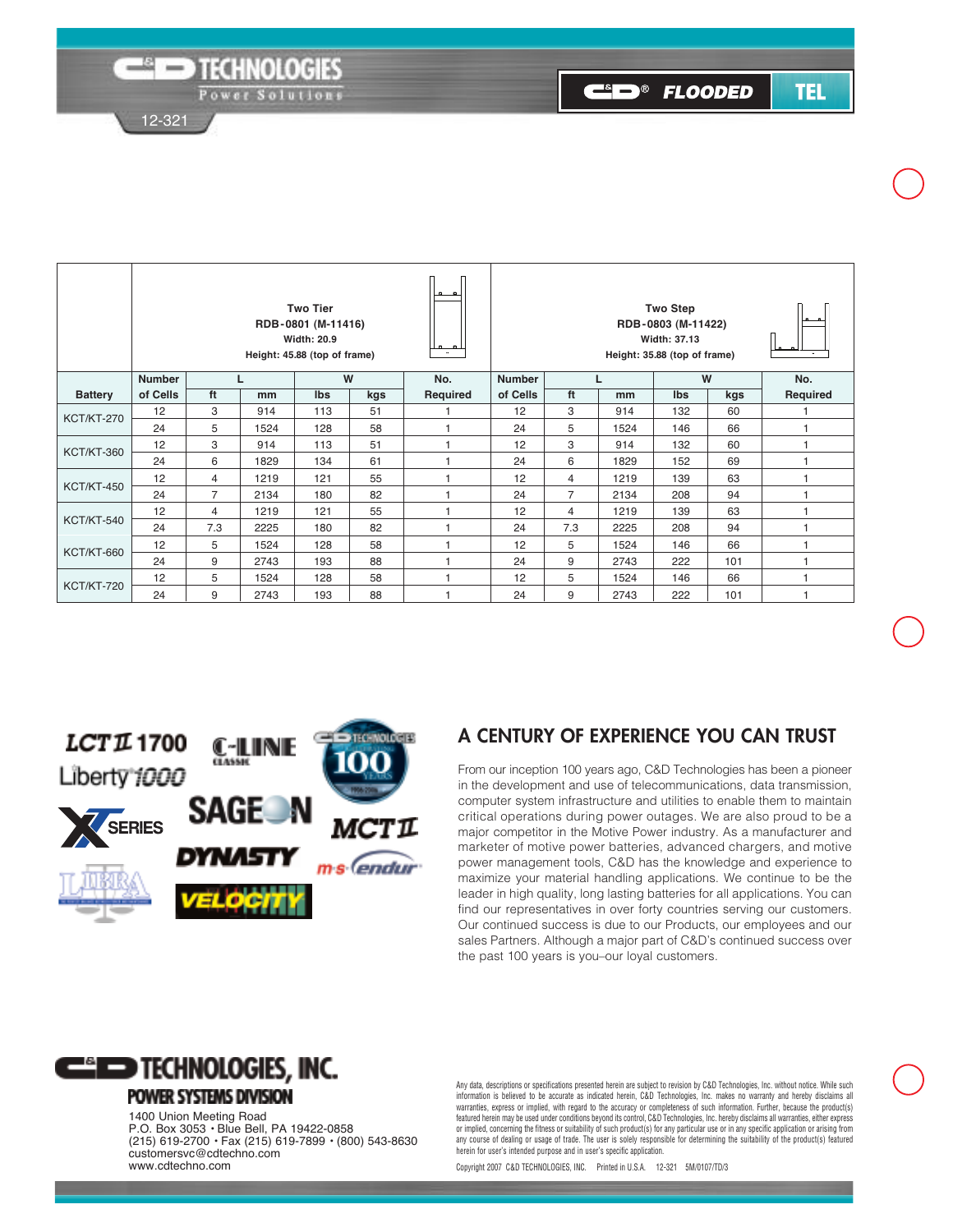| Battery | Two Tier RDB-0801 (M-11416) Width: 20.9 Height: 45.88 (top of frame) | | | | | | Two Step RDB-0803 (M-11422) Width: 37.13 Height: 35.88 (top of frame) | | | | | |
|---|---|---|---|---|---|---|---|---|---|---|---|---|
| | Number of Cells | L | | W | | No. Required | Number of Cells | L | | W | | No. Required |
| | | ft | mm | lbs | kgs | | | ft | mm | lbs | kgs | |
| KCT/KT-270 | 12 | 3 | 914 | 113 | 51 | 1 | 12 | 3 | 914 | 132 | 60 | 1 |
| | 24 | 5 | 1524 | 128 | 58 | 1 | 24 | 5 | 1524 | 146 | 66 | 1 |
| KCT/KT-360 | 12 | 3 | 914 | 113 | 51 | 1 | 12 | 3 | 914 | 132 | 60 | 1 |
| | 24 | 6 | 1829 | 134 | 61 | 1 | 24 | 6 | 1829 | 152 | 69 | 1 |
| KCT/KT-450 | 12 | 4 | 1219 | 121 | 55 | 1 | 12 | 4 | 1219 | 139 | 63 | 1 |
| | 24 | 7 | 2134 | 180 | 82 | 1 | 24 | 7 | 2134 | 208 | 94 | 1 |
| KCT/KT-540 | 12 | 4 | 1219 | 121 | 55 | 1 | 12 | 4 | 1219 | 139 | 63 | 1 |
| | 24 | 7.3 | 2225 | 180 | 82 | 1 | 24 | 7.3 | 2225 | 208 | 94 | 1 |
| KCT/KT-660 | 12 | 5 | 1524 | 128 | 58 | 1 | 12 | 5 | 1524 | 146 | 66 | 1 |
| | 24 | 9 | 2743 | 193 | 88 | 1 | 24 | 9 | 2743 | 222 | 101 | 1 |
| KCT/KT-720 | 12 | 5 | 1524 | 128 | 58 | 1 | 12 | 5 | 1524 | 146 | 66 | 1 |
| | 24 | 9 | 2743 | 193 | 88 | 1 | 24 | 9 | 2743 | 222 | 101 | 1 |

## A CENTURY OF EXPERIENCE YOU CAN TRUST

From our inception 100 years ago, C&D Technologies has been a pioneer in the development and use of telecommunications, data transmission, computer system infrastructure and utilities to enable them to maintain critical operations during power outages. We are also proud to be a major competitor in the Motive Power industry. As a manufacturer and marketer of motive power batteries, advanced chargers, and motive power management tools, C&D has the knowledge and experience to maximize your material handling applications. We continue to be the leader in high quality, long lasting batteries for all applications. You can find our representatives in over forty countries serving our customers. Our continued success is due to our Products, our employees and our sales Partners. Although a major part of C&D's continued success over the past 100 years is you–our loyal customers.

**C&D TECHNOLOGIES, INC.**
**POWER SYSTEMS DIVISION**

1400 Union Meeting Road
P.O. Box 3053 • Blue Bell, PA 19422-0858
(215) 619-2700 • Fax (215) 619-7899 • (800) 543-8630
customersvc@cdtechno.com
www.cdtechno.com

Any data, descriptions or specifications presented herein are subject to revision by C&D Technologies, Inc. without notice. While such information is believed to be accurate as indicated herein, C&D Technologies, Inc. makes no warranty and hereby disclaims all warranties, express or implied, with regard to the accuracy or completeness of such information. Further, because the product(s) featured herein may be used under conditions beyond its control, C&D Technologies, Inc. hereby disclaims all warranties, either express or implied, concerning the fitness or suitability of such product(s) for any particular use or in any specific application or arising from any course of dealing or usage of trade. The user is solely responsible for determining the suitability of the product(s) featured herein for user's intended purpose and in user's specific application.

Copyright 2007 C&D TECHNOLOGIES, INC. Printed in U.S.A. 12-321 5M/0107/TD/3